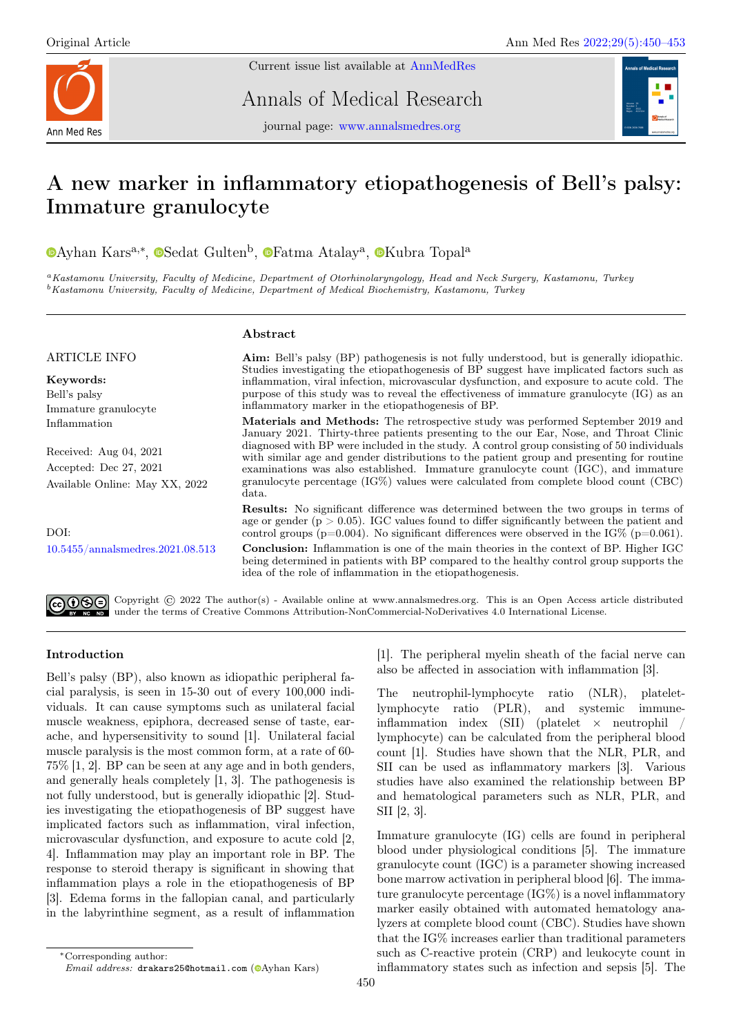Original Article

# A new marker in inflammatory etiopathogenesis of Bell's palsy: Immature granulocyte

Ayhan Kars[a,*], Sedat Gulten[b], Fatma Atalay[a], Kubra Topal[a]

[a] *Kastamonu University, Faculty of Medicine, Department of Otorhinolaryngology, Head and Neck Surgery, Kastamonu, Turkey*
[b] *Kastamonu University, Faculty of Medicine, Department of Medical Biochemistry, Kastamonu, Turkey*

**ARTICLE INFO**

**Keywords:**
Bell's palsy
Immature granulocyte
Inflammation

Received: Aug 04, 2021
Accepted: Dec 27, 2021
Available Online: May XX, 2022

DOI:
10.5455/annalsmedres.2021.08.513

## Abstract

**Aim:** Bell's palsy (BP) pathogenesis is not fully understood, but is generally idiopathic. Studies investigating the etiopathogenesis of BP suggest have implicated factors such as inflammation, viral infection, microvascular dysfunction, and exposure to acute cold. The purpose of this study was to reveal the effectiveness of immature granulocyte (IG) as an inflammatory marker in the etiopathogenesis of BP.

**Materials and Methods:** The retrospective study was performed September 2019 and January 2021. Thirty-three patients presenting to the our Ear, Nose, and Throat Clinic diagnosed with BP were included in the study. A control group consisting of 50 individuals with similar age and gender distributions to the patient group and presenting for routine examinations was also established. Immature granulocyte count (IGC), and immature granulocyte percentage (IG%) values were calculated from complete blood count (CBC) data.

**Results:** No significant difference was determined between the two groups in terms of age or gender ($p > 0.05$). IGC values found to differ significantly between the patient and control groups ($p=0.004$). No significant differences were observed in the IG% ($p=0.061$).

**Conclusion:** Inflammation is one of the main theories in the context of BP. Higher IGC being determined in patients with BP compared to the healthy control group supports the idea of the role of inflammation in the etiopathogenesis.

Copyright © 2022 The author(s) - Available online at www.annalsmedres.org. This is an Open Access article distributed under the terms of Creative Commons Attribution-NonCommercial-NoDerivatives 4.0 International License.

## Introduction

Bell's palsy (BP), also known as idiopathic peripheral facial paralysis, is seen in 15-30 out of every 100,000 individuals. It can cause symptoms such as unilateral facial muscle weakness, epiphora, decreased sense of taste, earache, and hypersensitivity to sound [1]. Unilateral facial muscle paralysis is the most common form, at a rate of 60-75% [1, 2]. BP can be seen at any age and in both genders, and generally heals completely [1, 3]. The pathogenesis is not fully understood, but is generally idiopathic [2]. Studies investigating the etiopathogenesis of BP suggest have implicated factors such as inflammation, viral infection, microvascular dysfunction, and exposure to acute cold [2, 4]. Inflammation may play an important role in BP. The response to steroid therapy is significant in showing that inflammation plays a role in the etiopathogenesis of BP [3]. Edema forms in the fallopian canal, and particularly in the labyrinthine segment, as a result of inflammation [1]. The peripheral myelin sheath of the facial nerve can also be affected in association with inflammation [3].

The neutrophil-lymphocyte ratio (NLR), platelet-lymphocyte ratio (PLR), and systemic immune-inflammation index (SII) (platelet × neutrophil / lymphocyte) can be calculated from the peripheral blood count [1]. Studies have shown that the NLR, PLR, and SII can be used as inflammatory markers [3]. Various studies have also examined the relationship between BP and hematological parameters such as NLR, PLR, and SII [2, 3].

Immature granulocyte (IG) cells are found in peripheral blood under physiological conditions [5]. The immature granulocyte count (IGC) is a parameter showing increased bone marrow activation in peripheral blood [6]. The immature granulocyte percentage (IG%) is a novel inflammatory marker easily obtained with automated hematology analyzers at complete blood count (CBC). Studies have shown that the IG% increases earlier than traditional parameters such as C-reactive protein (CRP) and leukocyte count in inflammatory states such as infection and sepsis [5]. The

*Corresponding author:
*Email address:* drakars25@hotmail.com (Ayhan Kars)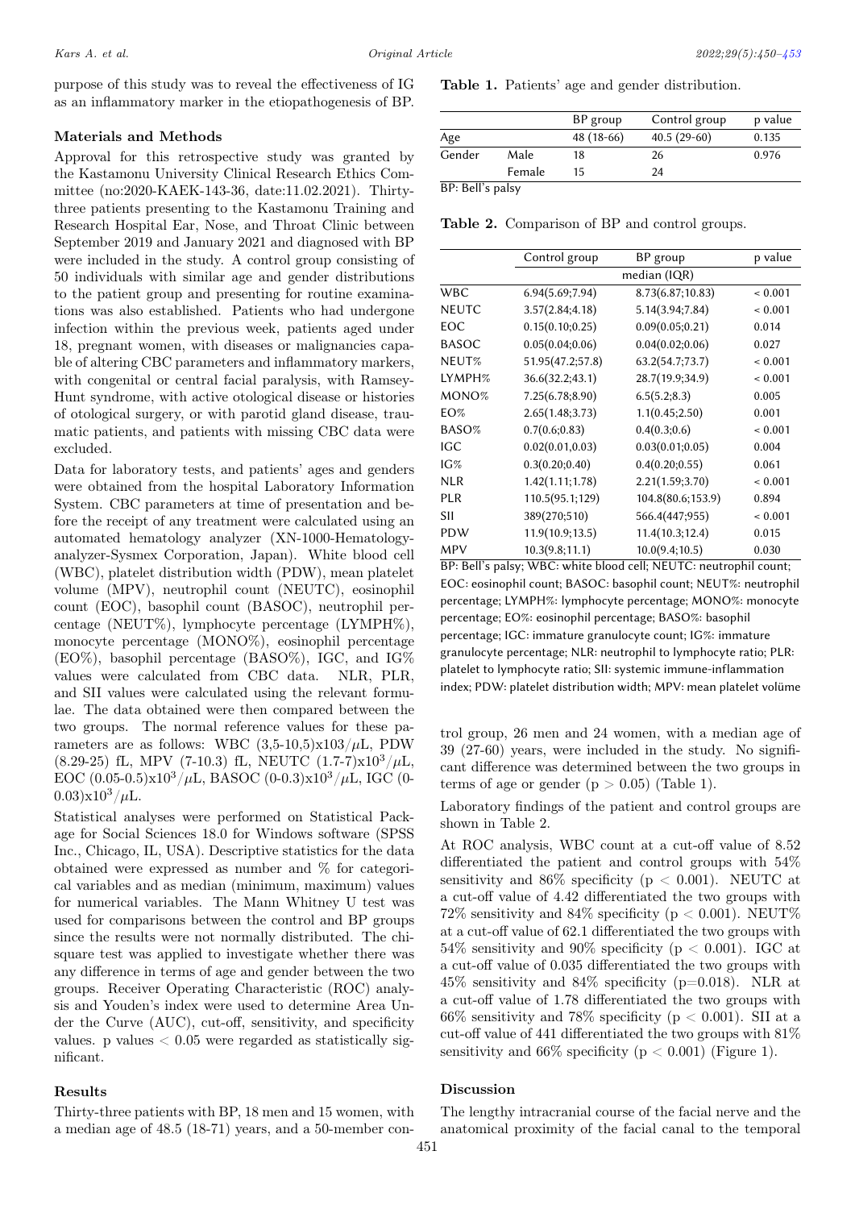purpose of this study was to reveal the effectiveness of IG as an inflammatory marker in the etiopathogenesis of BP.

## Materials and Methods

Approval for this retrospective study was granted by the Kastamonu University Clinical Research Ethics Committee (no:2020-KAEK-143-36, date:11.02.2021). Thirty-three patients presenting to the Kastamonu Training and Research Hospital Ear, Nose, and Throat Clinic between September 2019 and January 2021 and diagnosed with BP were included in the study. A control group consisting of 50 individuals with similar age and gender distributions to the patient group and presenting for routine examinations was also established. Patients who had undergone infection within the previous week, patients aged under 18, pregnant women, with diseases or malignancies capable of altering CBC parameters and inflammatory markers, with congenital or central facial paralysis, with Ramsey-Hunt syndrome, with active otological disease or histories of otological surgery, or with parotid gland disease, traumatic patients, and patients with missing CBC data were excluded.

Data for laboratory tests, and patients' ages and genders were obtained from the hospital Laboratory Information System. CBC parameters at time of presentation and before the receipt of any treatment were calculated using an automated hematology analyzer (XN-1000-Hematology-analyzer-Sysmex Corporation, Japan). White blood cell (WBC), platelet distribution width (PDW), mean platelet volume (MPV), neutrophil count (NEUTC), eosinophil count (EOC), basophil count (BASOC), neutrophil percentage (NEUT%), lymphocyte percentage (LYMPH%), monocyte percentage (MONO%), eosinophil percentage (EO%), basophil percentage (BASO%), IGC, and IG% values were calculated from CBC data. NLR, PLR, and SII values were calculated using the relevant formulae. The data obtained were then compared between the two groups. The normal reference values for these parameters are as follows: WBC (3,5-10,5)x$10^3/\mu$L, PDW (8.29-25) fL, MPV (7-10.3) fL, NEUTC (1.7-7)x$10^3/\mu$L, EOC (0.05-0.5)x$10^3/\mu$L, BASOC (0-0.3)x$10^3/\mu$L, IGC (0-0.03)x$10^3/\mu$L.

Statistical analyses were performed on Statistical Package for Social Sciences 18.0 for Windows software (SPSS Inc., Chicago, IL, USA). Descriptive statistics for the data obtained were expressed as number and % for categorical variables and as median (minimum, maximum) values for numerical variables. The Mann Whitney U test was used for comparisons between the control and BP groups since the results were not normally distributed. The chi-square test was applied to investigate whether there was any difference in terms of age and gender between the two groups. Receiver Operating Characteristic (ROC) analysis and Youden's index were used to determine Area Under the Curve (AUC), cut-off, sensitivity, and specificity values. p values $< 0.05$ were regarded as statistically significant.

## Results

Thirty-three patients with BP, 18 men and 15 women, with a median age of 48.5 (18-71) years, and a 50-member control group, 26 men and 24 women, with a median age of 39 (27-60) years, were included in the study. No significant difference was determined between the two groups in terms of age or gender ($p > 0.05$) (Table 1).

**Table 1.** Patients' age and gender distribution.

| | | BP group | Control group | p value |
|---|---|---|---|---|
| Age | | 48 (18-66) | 40.5 (29-60) | 0.135 |
| Gender | Male | 18 | 26 | 0.976 |
| | Female | 15 | 24 | |

BP: Bell's palsy

Laboratory findings of the patient and control groups are shown in Table 2.

**Table 2.** Comparison of BP and control groups.

| | Control group | BP group | p value |
|---|---|---|---|
| | median (IQR) | | |
| WBC | 6.94(5.69;7.94) | 8.73(6.87;10.83) | < 0.001 |
| NEUTC | 3.57(2.84;4.18) | 5.14(3.94;7.84) | < 0.001 |
| EOC | 0.15(0.10;0.25) | 0.09(0.05;0.21) | 0.014 |
| BASOC | 0.05(0.04;0.06) | 0.04(0.02;0.06) | 0.027 |
| NEUT% | 51.95(47.2;57.8) | 63.2(54.7;73.7) | < 0.001 |
| LYMPH% | 36.6(32.2;43.1) | 28.7(19.9;34.9) | < 0.001 |
| MONO% | 7.25(6.78;8.90) | 6.5(5.2;8.3) | 0.005 |
| EO% | 2.65(1.48;3.73) | 1.1(0.45;2.50) | 0.001 |
| BASO% | 0.7(0.6;0.83) | 0.4(0.3;0.6) | < 0.001 |
| IGC | 0.02(0.01,0.03) | 0.03(0.01;0.05) | 0.004 |
| IG% | 0.3(0.20;0.40) | 0.4(0.20;0.55) | 0.061 |
| NLR | 1.42(1.11;1.78) | 2.21(1.59;3.70) | < 0.001 |
| PLR | 110.5(95.1;129) | 104.8(80.6;153.9) | 0.894 |
| SII | 389(270;510) | 566.4(447;955) | < 0.001 |
| PDW | 11.9(10.9;13.5) | 11.4(10.3;12.4) | 0.015 |
| MPV | 10.3(9.8;11.1) | 10.0(9.4;10.5) | 0.030 |

BP: Bell's palsy; WBC: white blood cell; NEUTC: neutrophil count; EOC: eosinophil count; BASOC: basophil count; NEUT%: neutrophil percentage; LYMPH%: lymphocyte percentage; MONO%: monocyte percentage; EO%: eosinophil percentage; BASO%: basophil percentage; IGC: immature granulocyte count; IG%: immature granulocyte percentage; NLR: neutrophil to lymphocyte ratio; PLR: platelet to lymphocyte ratio; SII: systemic immune-inflammation index; PDW: platelet distribution width; MPV: mean platelet volüme

At ROC analysis, WBC count at a cut-off value of 8.52 differentiated the patient and control groups with 54% sensitivity and 86% specificity ($p < 0.001$). NEUTC at a cut-off value of 4.42 differentiated the two groups with 72% sensitivity and 84% specificity ($p < 0.001$). NEUT% at a cut-off value of 62.1 differentiated the two groups with 54% sensitivity and 90% specificity ($p < 0.001$). IGC at a cut-off value of 0.035 differentiated the two groups with 45% sensitivity and 84% specificity ($p=0.018$). NLR at a cut-off value of 1.78 differentiated the two groups with 66% sensitivity and 78% specificity ($p < 0.001$). SII at a cut-off value of 441 differentiated the two groups with 81% sensitivity and 66% specificity ($p < 0.001$) (Figure 1).

## Discussion

The lengthy intracranial course of the facial nerve and the anatomical proximity of the facial canal to the temporal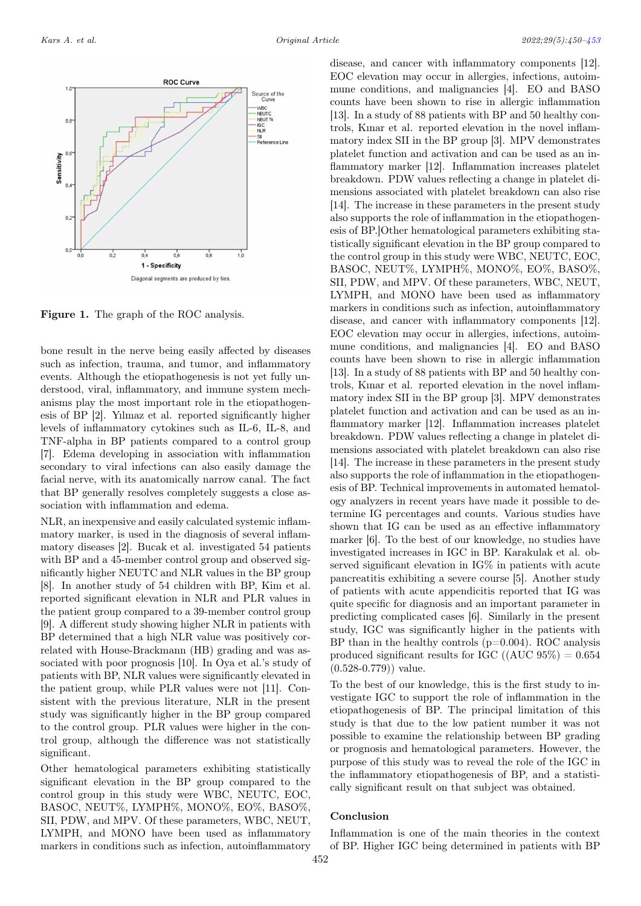**Figure 1.** The graph of the ROC analysis.

bone result in the nerve being easily affected by diseases such as infection, trauma, and tumor, and inflammatory events. Although the etiopathogenesis is not yet fully understood, viral, inflammatory, and immune system mechanisms play the most important role in the etiopathogenesis of BP [2]. Yılmaz et al. reported significantly higher levels of inflammatory cytokines such as IL-6, IL-8, and TNF-alpha in BP patients compared to a control group [7]. Edema developing in association with inflammation secondary to viral infections can also easily damage the facial nerve, with its anatomically narrow canal. The fact that BP generally resolves completely suggests a close association with inflammation and edema.

NLR, an inexpensive and easily calculated systemic inflammatory marker, is used in the diagnosis of several inflammatory diseases [2]. Bucak et al. investigated 54 patients with BP and a 45-member control group and observed significantly higher NEUTC and NLR values in the BP group [8]. In another study of 54 children with BP, Kim et al. reported significant elevation in NLR and PLR values in the patient group compared to the control group [9]. A different study showing higher NLR in patients with BP determined that a high NLR value was positively correlated with House-Brackmann (HB) grading and was associated with poor prognosis [10]. In Oya et al.'s study of patients with BP, NLR values were significantly elevated in the patient group, while PLR values were not [11]. Consistent with the previous literature, NLR in the present study was significantly higher in the BP group compared to the control group. PLR values were higher in the control group, although the difference was not statistically significant.

Other hematological parameters exhibiting statistically significant elevation in the BP group compared to the control group in this study were WBC, NEUTC, EOC, BASOC, NEUT%, LYMPH%, MONO%, EO%, BASO%, SII, PDW, and MPV. Of these parameters, WBC, NEUT, LYMPH, and MONO have been used as inflammatory markers in conditions such as infection, autoinflammatory disease, and cancer with inflammatory components [12]. EOC elevation may occur in allergies, infections, autoimmune conditions, and malignancies [4]. EO and BASO counts have been shown to rise in allergic inflammation [13]. In a study of 88 patients with BP and 50 healthy controls, Kınar et al. reported elevation in the novel inflammatory index SII in the BP group [3]. MPV demonstrates platelet function and activation and can be used as an inflammatory marker [12]. Inflammation increases platelet breakdown. PDW values reflecting a change in platelet dimensions associated with platelet breakdown can also rise [14]. The increase in these parameters in the present study also supports the role of inflammation in the etiopathogenesis of BP.]Other hematological parameters exhibiting statistically significant elevation in the BP group compared to the control group in this study were WBC, NEUTC, EOC, BASOC, NEUT%, LYMPH%, MONO%, EO%, BASO%, SII, PDW, and MPV. Of these parameters, WBC, NEUT, LYMPH, and MONO have been used as inflammatory markers in conditions such as infection, autoinflammatory disease, and cancer with inflammatory components [12]. EOC elevation may occur in allergies, infections, autoimmune conditions, and malignancies [4]. EO and BASO counts have been shown to rise in allergic inflammation [13]. In a study of 88 patients with BP and 50 healthy controls, Kınar et al. reported elevation in the novel inflammatory index SII in the BP group [3]. MPV demonstrates platelet function and activation and can be used as an inflammatory marker [12]. Inflammation increases platelet breakdown. PDW values reflecting a change in platelet dimensions associated with platelet breakdown can also rise [14]. The increase in these parameters in the present study also supports the role of inflammation in the etiopathogenesis of BP. Technical improvements in automated hematology analyzers in recent years have made it possible to determine IG percentages and counts. Various studies have shown that IG can be used as an effective inflammatory marker [6]. To the best of our knowledge, no studies have investigated increases in IGC in BP. Karakulak et al. observed significant elevation in IG% in patients with acute pancreatitis exhibiting a severe course [5]. Another study of patients with acute appendicitis reported that IG was quite specific for diagnosis and an important parameter in predicting complicated cases [6]. Similarly in the present study, IGC was significantly higher in the patients with BP than in the healthy controls ($p=0.004$). ROC analysis produced significant results for IGC ((AUC 95%) = 0.654 (0.528-0.779)) value.

To the best of our knowledge, this is the first study to investigate IGC to support the role of inflammation in the etiopathogenesis of BP. The principal limitation of this study is that due to the low patient number it was not possible to examine the relationship between BP grading or prognosis and hematological parameters. However, the purpose of this study was to reveal the role of the IGC in the inflammatory etiopathogenesis of BP, and a statistically significant result on that subject was obtained.

## Conclusion

Inflammation is one of the main theories in the context of BP. Higher IGC being determined in patients with BP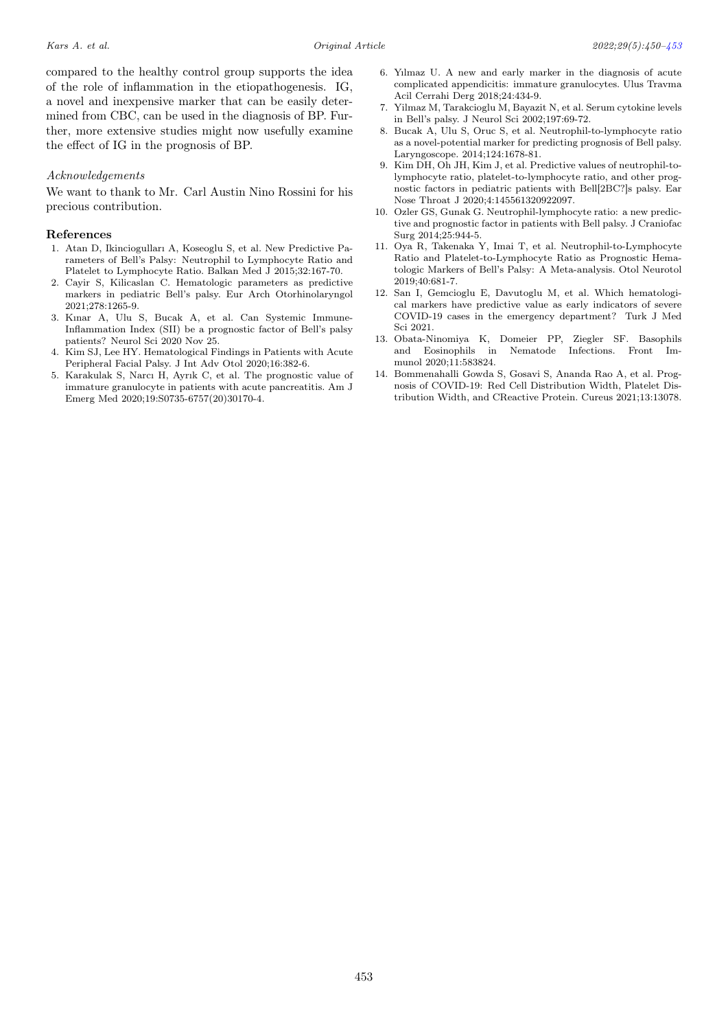compared to the healthy control group supports the idea of the role of inflammation in the etiopathogenesis. IG, a novel and inexpensive marker that can be easily determined from CBC, can be used in the diagnosis of BP. Further, more extensive studies might now usefully examine the effect of IG in the prognosis of BP.

*Acknowledgements*

We want to thank to Mr. Carl Austin Nino Rossini for his precious contribution.

## References

1. Atan D, Ikinciogulları A, Koseoglu S, et al. New Predictive Parameters of Bell's Palsy: Neutrophil to Lymphocyte Ratio and Platelet to Lymphocyte Ratio. Balkan Med J 2015;32:167-70.
2. Cayir S, Kilicaslan C. Hematologic parameters as predictive markers in pediatric Bell's palsy. Eur Arch Otorhinolaryngol 2021;278:1265-9.
3. Kınar A, Ulu S, Bucak A, et al. Can Systemic Immune-Inflammation Index (SII) be a prognostic factor of Bell's palsy patients? Neurol Sci 2020 Nov 25.
4. Kim SJ, Lee HY. Hematological Findings in Patients with Acute Peripheral Facial Palsy. J Int Adv Otol 2020;16:382-6.
5. Karakulak S, Narcı H, Ayrık C, et al. The prognostic value of immature granulocyte in patients with acute pancreatitis. Am J Emerg Med 2020;19:S0735-6757(20)30170-4.
6. Yılmaz U. A new and early marker in the diagnosis of acute complicated appendicitis: immature granulocytes. Ulus Travma Acil Cerrahi Derg 2018;24:434-9.
7. Yilmaz M, Tarakcioglu M, Bayazit N, et al. Serum cytokine levels in Bell's palsy. J Neurol Sci 2002;197:69-72.
8. Bucak A, Ulu S, Oruc S, et al. Neutrophil-to-lymphocyte ratio as a novel-potential marker for predicting prognosis of Bell palsy. Laryngoscope. 2014;124:1678-81.
9. Kim DH, Oh JH, Kim J, et al. Predictive values of neutrophil-to-lymphocyte ratio, platelet-to-lymphocyte ratio, and other prognostic factors in pediatric patients with Bell[2BC?]s palsy. Ear Nose Throat J 2020;4:145561320922097.
10. Ozler GS, Gunak G. Neutrophil-lymphocyte ratio: a new predictive and prognostic factor in patients with Bell palsy. J Craniofac Surg 2014;25:944-5.
11. Oya R, Takenaka Y, Imai T, et al. Neutrophil-to-Lymphocyte Ratio and Platelet-to-Lymphocyte Ratio as Prognostic Hematologic Markers of Bell's Palsy: A Meta-analysis. Otol Neurotol 2019;40:681-7.
12. San I, Gemcioglu E, Davutoglu M, et al. Which hematological markers have predictive value as early indicators of severe COVID-19 cases in the emergency department? Turk J Med Sci 2021.
13. Obata-Ninomiya K, Domeier PP, Ziegler SF. Basophils and Eosinophils in Nematode Infections. Front Immunol 2020;11:583824.
14. Bommenahalli Gowda S, Gosavi S, Ananda Rao A, et al. Prognosis of COVID-19: Red Cell Distribution Width, Platelet Distribution Width, and CReactive Protein. Cureus 2021;13:13078.